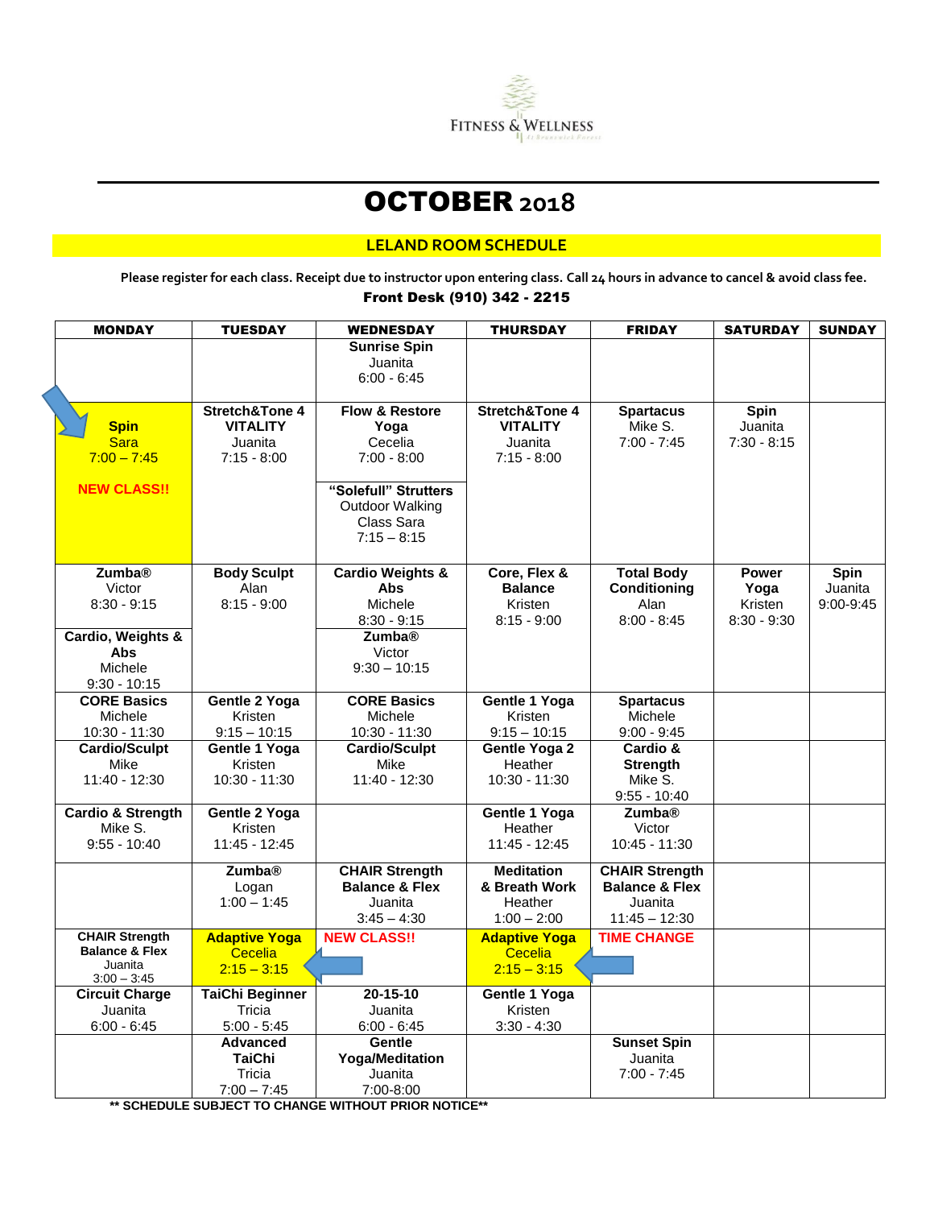FITNESS & WELLNESS

# OCTOBER 2018

## LELAND ROOM SCHEDULE

**Please register for each class. Receipt due to instructor upon entering class. Call 24 hours in advance to cancel & avoid class fee.**

**Front Desk (910) 342 - 2215**

| MONDAY | TUESDAY | WEDNESDAY | THURSDAY | FRIDAY | SATURDAY | SUNDAY |
|---|---|---|---|---|---|---|
| | | **Sunrise Spin** Juanita 6:00 - 6:45 | | | | |
| **Spin** Sara 7:00 – 7:45 **NEW CLASS!!** | **Stretch&Tone 4 VITALITY** Juanita 7:15 - 8:00 | **Flow & Restore Yoga** Cecelia 7:00 - 8:00 / **"Solefull" Strutters** Outdoor Walking Class Sara 7:15 – 8:15 | **Stretch&Tone 4 VITALITY** Juanita 7:15 - 8:00 | **Spartacus** Mike S. 7:00 - 7:45 | **Spin** Juanita 7:30 - 8:15 | |
| **Zumba®** Victor 8:30 - 9:15 / **Cardio, Weights & Abs** Michele 9:30 - 10:15 | **Body Sculpt** Alan 8:15 - 9:00 | **Cardio Weights & Abs** Michele 8:30 - 9:15 / **Zumba®** Victor 9:30 – 10:15 | **Core, Flex & Balance** Kristen 8:15 - 9:00 | **Total Body Conditioning** Alan 8:00 - 8:45 | **Power Yoga** Kristen 8:30 - 9:30 | **Spin** Juanita 9:00-9:45 |
| **CORE Basics** Michele 10:30 - 11:30 | **Gentle 2 Yoga** Kristen 9:15 – 10:15 | **CORE Basics** Michele 10:30 - 11:30 | **Gentle 1 Yoga** Kristen 9:15 – 10:15 | **Spartacus** Michele 9:00 - 9:45 | | |
| **Cardio/Sculpt** Mike 11:40 - 12:30 | **Gentle 1 Yoga** Kristen 10:30 - 11:30 | **Cardio/Sculpt** Mike 11:40 - 12:30 | **Gentle Yoga 2** Heather 10:30 - 11:30 | **Cardio & Strength** Mike S. 9:55 - 10:40 | | |
| **Cardio & Strength** Mike S. 9:55 - 10:40 | **Gentle 2 Yoga** Kristen 11:45 - 12:45 | | **Gentle 1 Yoga** Heather 11:45 - 12:45 | **Zumba®** Victor 10:45 - 11:30 | | |
| | **Zumba®** Logan 1:00 – 1:45 | **CHAIR Strength Balance & Flex** Juanita 3:45 – 4:30 | **Meditation & Breath Work** Heather 1:00 – 2:00 | **CHAIR Strength Balance & Flex** Juanita 11:45 – 12:30 | | |
| **CHAIR Strength Balance & Flex** Juanita 3:00 – 3:45 | **Adaptive Yoga** Cecelia 2:15 – 3:15 | **NEW CLASS!!** | **Adaptive Yoga** Cecelia 2:15 – 3:15 | **TIME CHANGE** | | |
| **Circuit Charge** Juanita 6:00 - 6:45 | **TaiChi Beginner** Tricia 5:00 - 5:45 | **20-15-10** Juanita 6:00 - 6:45 | **Gentle 1 Yoga** Kristen 3:30 - 4:30 | | | |
| | **Advanced TaiChi** Tricia 7:00 – 7:45 | **Gentle Yoga/Meditation** Juanita 7:00-8:00 | | **Sunset Spin** Juanita 7:00 - 7:45 | | |

**** SCHEDULE SUBJECT TO CHANGE WITHOUT PRIOR NOTICE****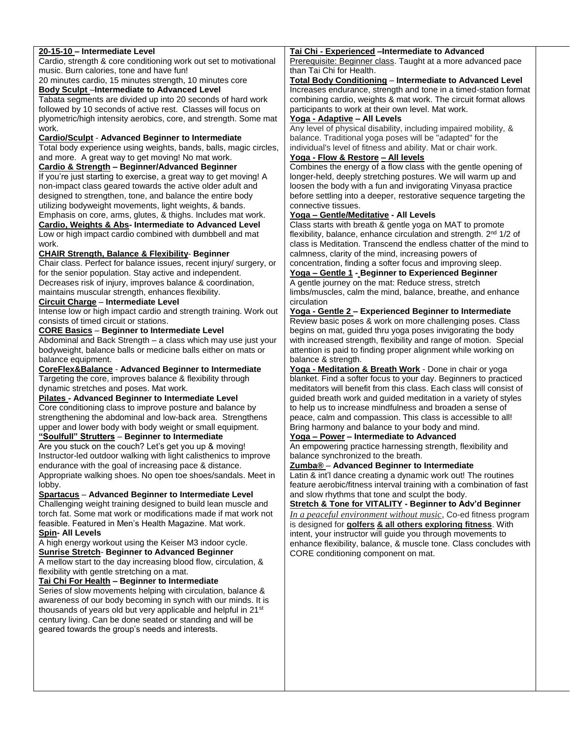**20-15-10 – Intermediate Level**
Cardio, strength & core conditioning work out set to motivational music. Burn calories, tone and have fun!
20 minutes cardio, 15 minutes strength, 10 minutes core

**Body Sculpt –Intermediate to Advanced Level**
Tabata segments are divided up into 20 seconds of hard work followed by 10 seconds of active rest. Classes will focus on plyometric/high intensity aerobics, core, and strength. Some mat work.

**Cardio/Sculpt - Advanced Beginner to Intermediate**
Total body experience using weights, bands, balls, magic circles, and more. A great way to get moving! No mat work.

**Cardio & Strength – Beginner/Advanced Beginner**
If you're just starting to exercise, a great way to get moving! A non-impact class geared towards the active older adult and designed to strengthen, tone, and balance the entire body utilizing bodyweight movements, light weights, & bands. Emphasis on core, arms, glutes, & thighs. Includes mat work.

**Cardio, Weights & Abs- Intermediate to Advanced Level**
Low or high impact cardio combined with dumbbell and mat work.

**CHAIR Strength, Balance & Flexibility- Beginner**
Chair class. Perfect for balance issues, recent injury/ surgery, or for the senior population. Stay active and independent. Decreases risk of injury, improves balance & coordination, maintains muscular strength, enhances flexibility.

**Circuit Charge – Intermediate Level**
Intense low or high impact cardio and strength training. Work out consists of timed circuit or stations.

**CORE Basics – Beginner to Intermediate Level**
Abdominal and Back Strength – a class which may use just your bodyweight, balance balls or medicine balls either on mats or balance equipment.

**CoreFlex&Balance - Advanced Beginner to Intermediate**
Targeting the core, improves balance & flexibility through dynamic stretches and poses. Mat work.

**Pilates - Advanced Beginner to Intermediate Level**
Core conditioning class to improve posture and balance by strengthening the abdominal and low-back area. Strengthens upper and lower body with body weight or small equipment.

**"Soulfull" Strutters – Beginner to Intermediate**
Are you stuck on the couch? Let's get you up & moving! Instructor-led outdoor walking with light calisthenics to improve endurance with the goal of increasing pace & distance. Appropriate walking shoes. No open toe shoes/sandals. Meet in lobby.

**Spartacus – Advanced Beginner to Intermediate Level**
Challenging weight training designed to build lean muscle and torch fat. Some mat work or modifications made if mat work not feasible. Featured in Men's Health Magazine. Mat work.

**Spin- All Levels**
A high energy workout using the Keiser M3 indoor cycle.

**Sunrise Stretch- Beginner to Advanced Beginner**
A mellow start to the day increasing blood flow, circulation, & flexibility with gentle stretching on a mat.

**Tai Chi For Health – Beginner to Intermediate**
Series of slow movements helping with circulation, balance & awareness of our body becoming in synch with our minds. It is thousands of years old but very applicable and helpful in 21st century living. Can be done seated or standing and will be geared towards the group's needs and interests.

**Tai Chi - Experienced –Intermediate to Advanced**
Prerequisite: Beginner class. Taught at a more advanced pace than Tai Chi for Health.

**Total Body Conditioning – Intermediate to Advanced Level**
Increases endurance, strength and tone in a timed-station format combining cardio, weights & mat work. The circuit format allows participants to work at their own level. Mat work.

**Yoga - Adaptive – All Levels**
Any level of physical disability, including impaired mobility, & balance. Traditional yoga poses will be "adapted" for the individual's level of fitness and ability. Mat or chair work.

**Yoga - Flow & Restore – All levels**
Combines the energy of a flow class with the gentle opening of longer-held, deeply stretching postures. We will warm up and loosen the body with a fun and invigorating Vinyasa practice before settling into a deeper, restorative sequence targeting the connective tissues.

**Yoga – Gentle/Meditative - All Levels**
Class starts with breath & gentle yoga on MAT to promote flexibility, balance, enhance circulation and strength. 2nd 1/2 of class is Meditation. Transcend the endless chatter of the mind to calmness, clarity of the mind, increasing powers of concentration, finding a softer focus and improving sleep.

**Yoga – Gentle 1 - Beginner to Experienced Beginner**
A gentle journey on the mat: Reduce stress, stretch limbs/muscles, calm the mind, balance, breathe, and enhance circulation

**Yoga - Gentle 2 – Experienced Beginner to Intermediate**
Review basic poses & work on more challenging poses. Class begins on mat, guided thru yoga poses invigorating the body with increased strength, flexibility and range of motion. Special attention is paid to finding proper alignment while working on balance & strength.

**Yoga - Meditation & Breath Work** - Done in chair or yoga blanket. Find a softer focus to your day. Beginners to practiced meditators will benefit from this class. Each class will consist of guided breath work and guided meditation in a variety of styles to help us to increase mindfulness and broaden a sense of peace, calm and compassion. This class is accessible to all! Bring harmony and balance to your body and mind.

**Yoga – Power – Intermediate to Advanced**
An empowering practice harnessing strength, flexibility and balance synchronized to the breath.

**Zumba® – Advanced Beginner to Intermediate**
Latin & int'l dance creating a dynamic work out! The routines feature aerobic/fitness interval training with a combination of fast and slow rhythms that tone and sculpt the body.

**Stretch & Tone for VITALITY - Beginner to Adv'd Beginner**
*In a peaceful environment without music*, Co-ed fitness program is designed for **golfers & all others exploring fitness**. With intent, your instructor will guide you through movements to enhance flexibility, balance, & muscle tone. Class concludes with CORE conditioning component on mat.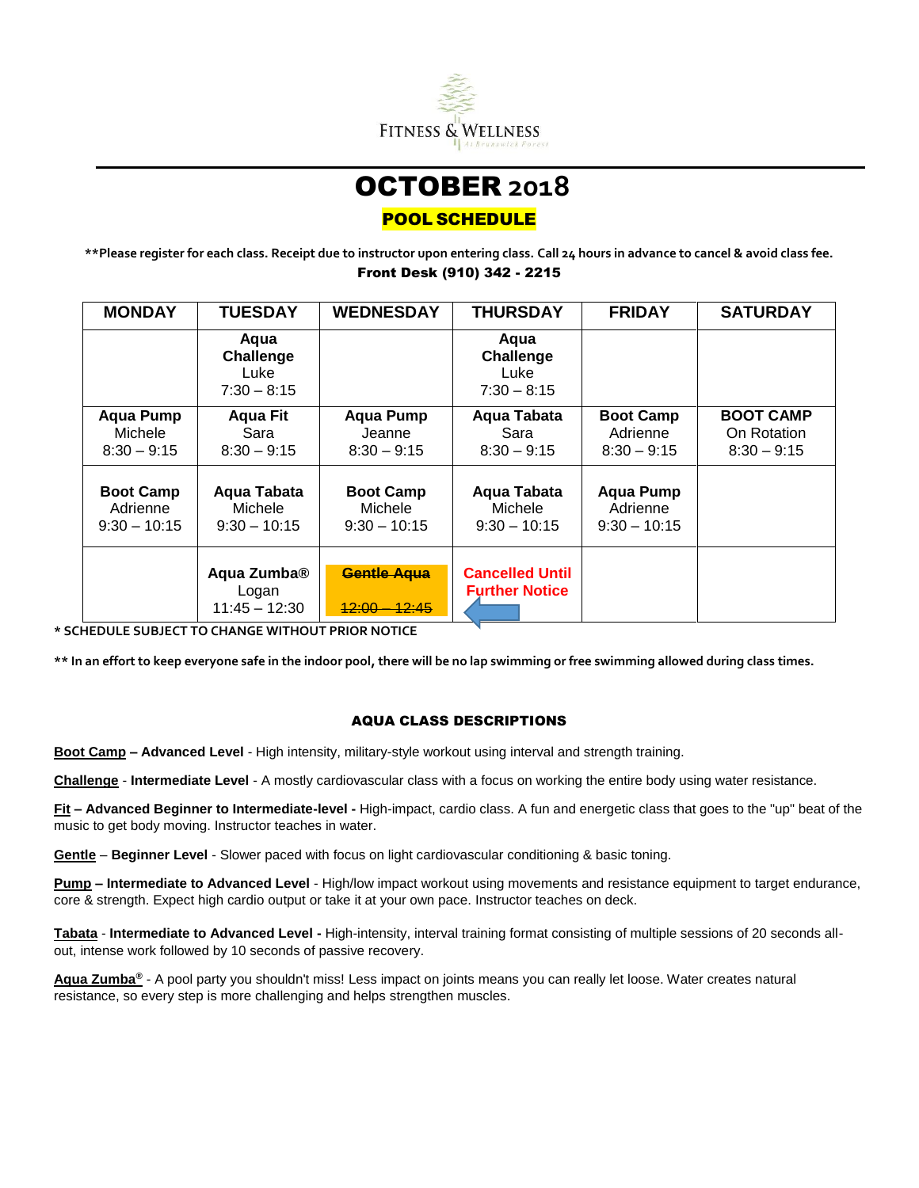FITNESS & WELLNESS

At Brunswick Forest

# OCTOBER 2018

## POOL SCHEDULE

**Please register for each class. Receipt due to instructor upon entering class. Call 24 hours in advance to cancel & avoid class fee.**

**Front Desk (910) 342 - 2215**

| MONDAY | TUESDAY | WEDNESDAY | THURSDAY | FRIDAY | SATURDAY |
|---|---|---|---|---|---|
| | **Aqua Challenge** Luke 7:30 – 8:15 | | **Aqua Challenge** Luke 7:30 – 8:15 | | |
| **Aqua Pump** Michele 8:30 – 9:15 | **Aqua Fit** Sara 8:30 – 9:15 | **Aqua Pump** Jeanne 8:30 – 9:15 | **Aqua Tabata** Sara 8:30 – 9:15 | **Boot Camp** Adrienne 8:30 – 9:15 | **BOOT CAMP** On Rotation 8:30 – 9:15 |
| **Boot Camp** Adrienne 9:30 – 10:15 | **Aqua Tabata** Michele 9:30 – 10:15 | **Boot Camp** Michele 9:30 – 10:15 | **Aqua Tabata** Michele 9:30 – 10:15 | **Aqua Pump** Adrienne 9:30 – 10:15 | |
| | **Aqua Zumba®** Logan 11:45 – 12:30 | ~~**Gentle Aqua**~~ ~~12:00 – 12:45~~ | **Cancelled Until Further Notice** | | |

**\* SCHEDULE SUBJECT TO CHANGE WITHOUT PRIOR NOTICE**

**\*\* In an effort to keep everyone safe in the indoor pool, there will be no lap swimming or free swimming allowed during class times.**

### AQUA CLASS DESCRIPTIONS

**Boot Camp – Advanced Level** - High intensity, military-style workout using interval and strength training.

**Challenge** - **Intermediate Level** - A mostly cardiovascular class with a focus on working the entire body using water resistance.

**Fit – Advanced Beginner to Intermediate-level -** High-impact, cardio class. A fun and energetic class that goes to the "up" beat of the music to get body moving. Instructor teaches in water.

**Gentle** – **Beginner Level** - Slower paced with focus on light cardiovascular conditioning & basic toning.

**Pump – Intermediate to Advanced Level** - High/low impact workout using movements and resistance equipment to target endurance, core & strength. Expect high cardio output or take it at your own pace. Instructor teaches on deck.

**Tabata** - **Intermediate to Advanced Level -** High-intensity, interval training format consisting of multiple sessions of 20 seconds all-out, intense work followed by 10 seconds of passive recovery.

**Aqua Zumba®** - A pool party you shouldn't miss! Less impact on joints means you can really let loose. Water creates natural resistance, so every step is more challenging and helps strengthen muscles.